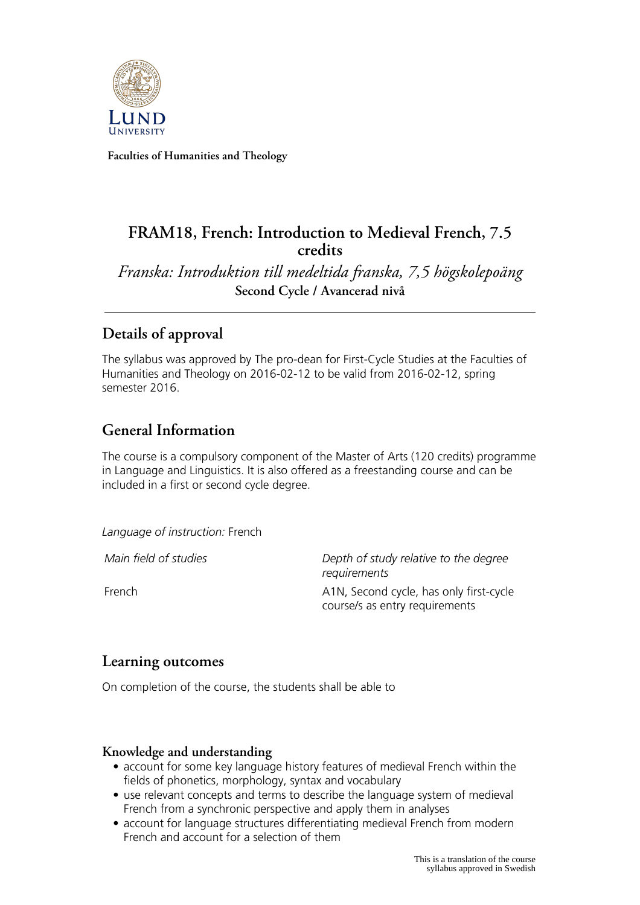Faculties of Humanities and Theology

# FRAM18, French: Introduction to Medieval French, 7.5 credits

*Franska: Introduktion till medeltida franska, 7,5 högskolepoäng*

**Second Cycle / Avancerad nivå**

## Details of approval

The syllabus was approved by The pro-dean for First-Cycle Studies at the Faculties of Humanities and Theology on 2016-02-12 to be valid from 2016-02-12, spring semester 2016.

## General Information

The course is a compulsory component of the Master of Arts (120 credits) programme in Language and Linguistics. It is also offered as a freestanding course and can be included in a first or second cycle degree.

*Language of instruction:* French

| *Main field of studies* | *Depth of study relative to the degree requirements* |
| --- | --- |
| French | A1N, Second cycle, has only first-cycle course/s as entry requirements |

## Learning outcomes

On completion of the course, the students shall be able to

### Knowledge and understanding

- account for some key language history features of medieval French within the fields of phonetics, morphology, syntax and vocabulary
- use relevant concepts and terms to describe the language system of medieval French from a synchronic perspective and apply them in analyses
- account for language structures differentiating medieval French from modern French and account for a selection of them

This is a translation of the course syllabus approved in Swedish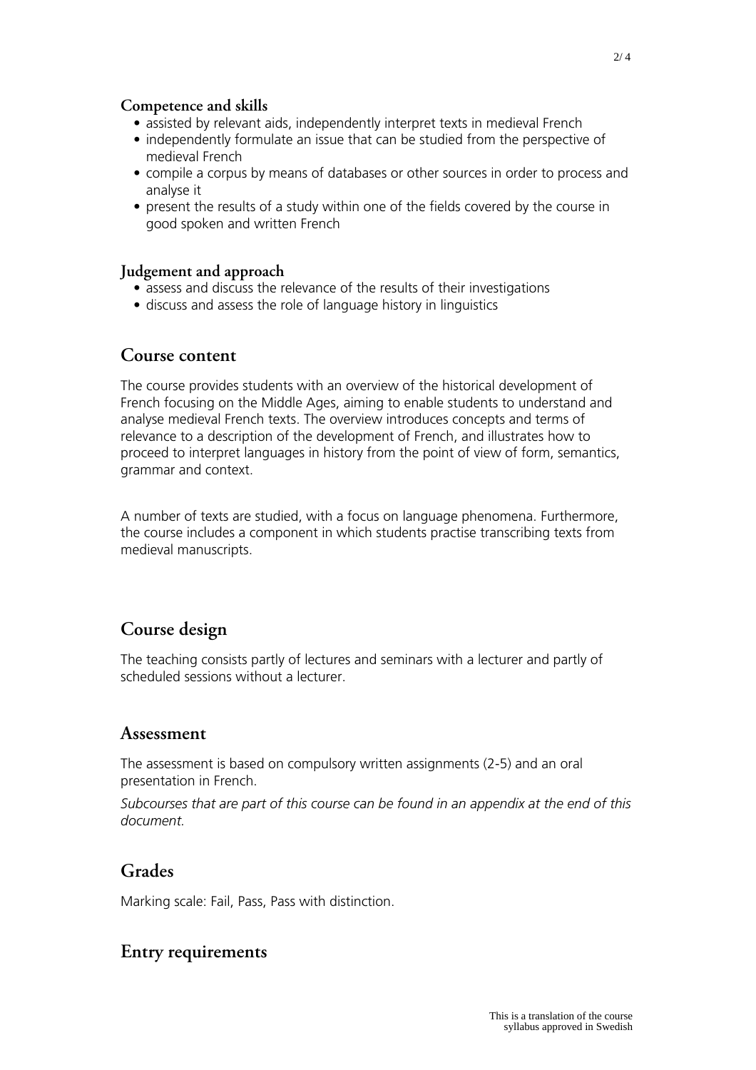### Competence and skills

- assisted by relevant aids, independently interpret texts in medieval French
- independently formulate an issue that can be studied from the perspective of medieval French
- compile a corpus by means of databases or other sources in order to process and analyse it
- present the results of a study within one of the fields covered by the course in good spoken and written French

### Judgement and approach

- assess and discuss the relevance of the results of their investigations
- discuss and assess the role of language history in linguistics

## Course content

The course provides students with an overview of the historical development of French focusing on the Middle Ages, aiming to enable students to understand and analyse medieval French texts. The overview introduces concepts and terms of relevance to a description of the development of French, and illustrates how to proceed to interpret languages in history from the point of view of form, semantics, grammar and context.

A number of texts are studied, with a focus on language phenomena. Furthermore, the course includes a component in which students practise transcribing texts from medieval manuscripts.

## Course design

The teaching consists partly of lectures and seminars with a lecturer and partly of scheduled sessions without a lecturer.

## Assessment

The assessment is based on compulsory written assignments (2-5) and an oral presentation in French.

*Subcourses that are part of this course can be found in an appendix at the end of this document.*

## Grades

Marking scale: Fail, Pass, Pass with distinction.

## Entry requirements

This is a translation of the course syllabus approved in Swedish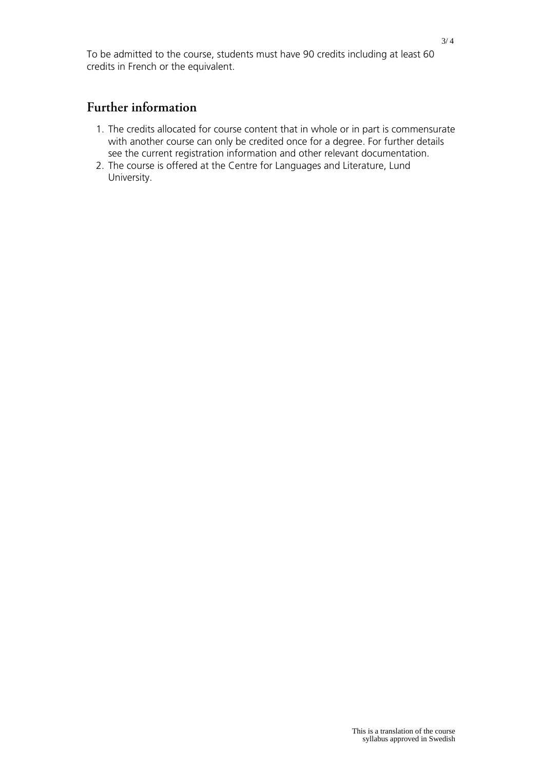To be admitted to the course, students must have 90 credits including at least 60 credits in French or the equivalent.

## Further information

1. The credits allocated for course content that in whole or in part is commensurate with another course can only be credited once for a degree. For further details see the current registration information and other relevant documentation.
2. The course is offered at the Centre for Languages and Literature, Lund University.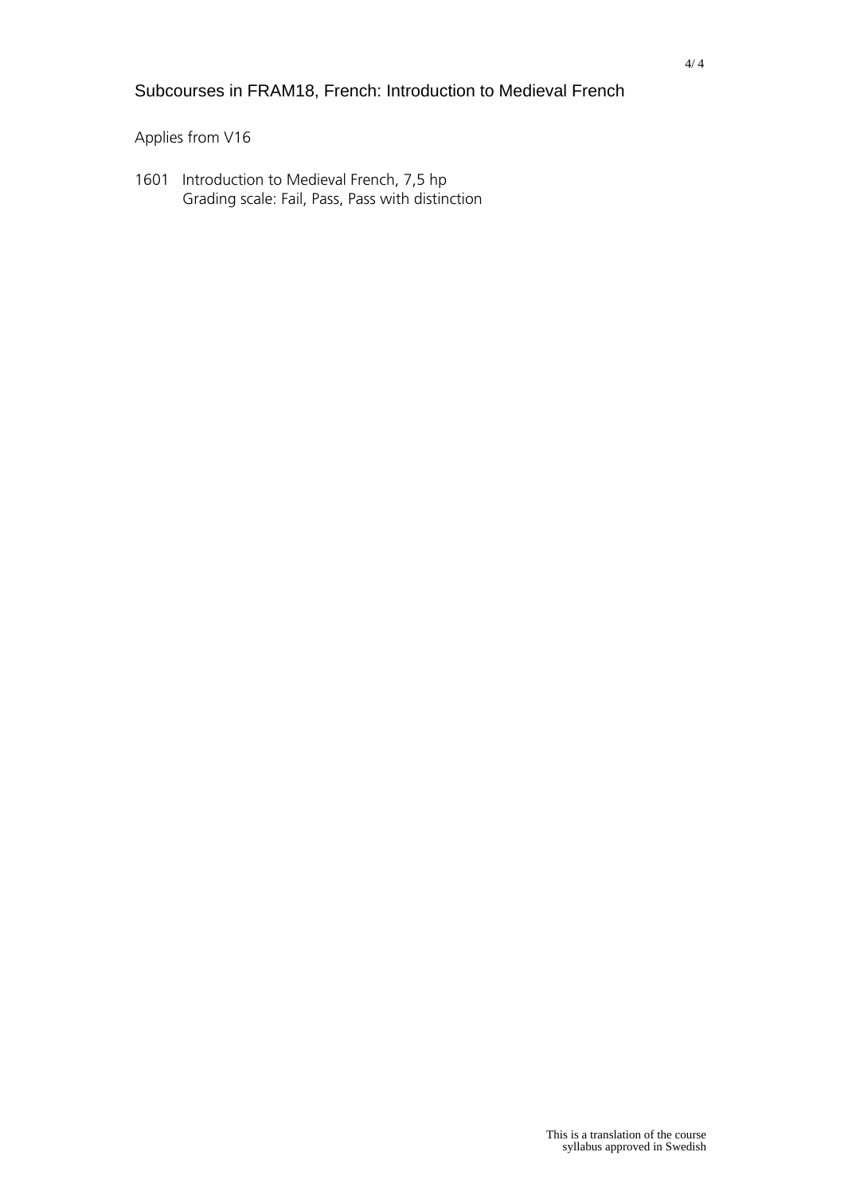## Subcourses in FRAM18, French: Introduction to Medieval French

Applies from V16

1601 Introduction to Medieval French, 7,5 hp
Grading scale: Fail, Pass, Pass with distinction

This is a translation of the course syllabus approved in Swedish